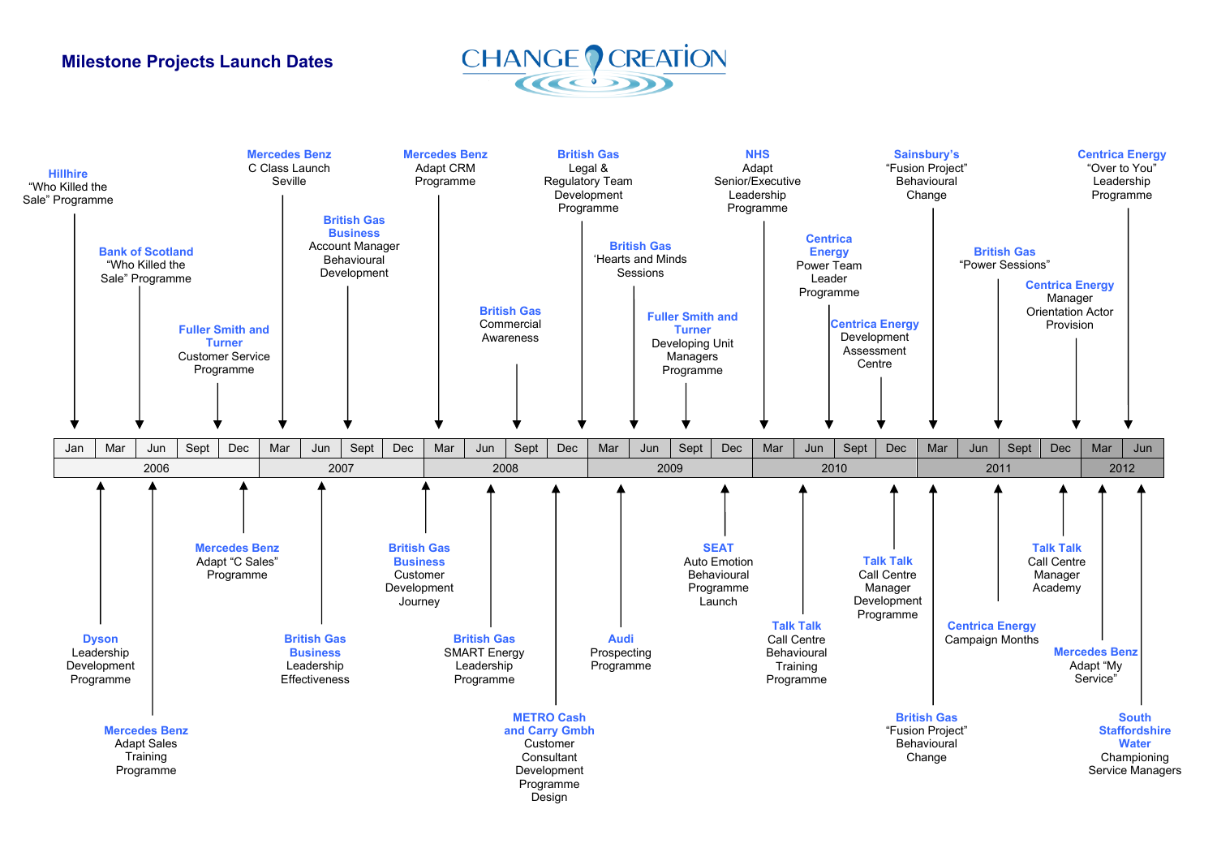# Milestone Projects Launch Dates

CHANGE CREATION

| Date | Project |
|---|---|
| Jan 2006 | **Hillhire** "Who Killed the Sale" Programme |
| Feb 2006 | **Dyson** Leadership Development Programme |
| Jun 2006 | **Bank of Scotland** "Who Killed the Sale" Programme |
| Jun 2006 | **Mercedes Benz** Adapt Sales Training Programme |
| Sept 2006 | **Fuller Smith and Turner** Customer Service Programme |
| Dec 2006 | **Mercedes Benz** Adapt "C Sales" Programme |
| Mar 2007 | **Mercedes Benz** C Class Launch Seville |
| Jun 2007 | **British Gas Business** Leadership Effectiveness |
| Jul 2007 | **British Gas Business** Account Manager Behavioural Development |
| Feb 2008 | **British Gas Business** Customer Development Journey |
| Mar 2008 | **Mercedes Benz** Adapt CRM Programme |
| Jun 2008 | **British Gas** SMART Energy Leadership Programme |
| Sept 2008 | **British Gas** Commercial Awareness |
| Nov 2008 | **METRO Cash and Carry Gmbh** Customer Consultant Development Programme Design |
| Dec 2008 | **British Gas** Legal & Regulatory Team Development Programme |
| Mar 2009 | **Audi** Prospecting Programme |
| Jun 2009 | **British Gas** 'Hearts and Minds Sessions |
| Sept 2009 | **Fuller Smith and Turner** Developing Unit Managers Programme |
| Oct 2009 | **SEAT** Auto Emotion Behavioural Programme Launch |
| Mar 2010 | **NHS** Adapt Senior/Executive Leadership Programme |
| Jun 2010 | **Centrica Energy** Power Team Leader Programme |
| Jun 2010 | **Talk Talk** Call Centre Behavioural Training Programme |
| Sept 2010 | **Centrica Energy** Development Assessment Centre |
| Nov 2010 | **Talk Talk** Call Centre Manager Development Programme |
| Mar 2011 | **Sainsbury's** "Fusion Project" Behavioural Change |
| Mar 2011 | **British Gas** "Fusion Project" Behavioural Change |
| Jul 2011 | **British Gas** "Power Sessions" |
| Jul 2011 | **Centrica Energy** Campaign Months |
| Dec 2011 | **Centrica Energy** Manager Orientation Actor Provision |
| Dec 2011 | **Talk Talk** Call Centre Manager Academy |
| Mar 2012 | **Mercedes Benz** Adapt "My Service" |
| Jun 2012 | **Centrica Energy** "Over to You" Leadership Programme |
| Jun 2012 | **South Staffordshire Water** Championing Service Managers |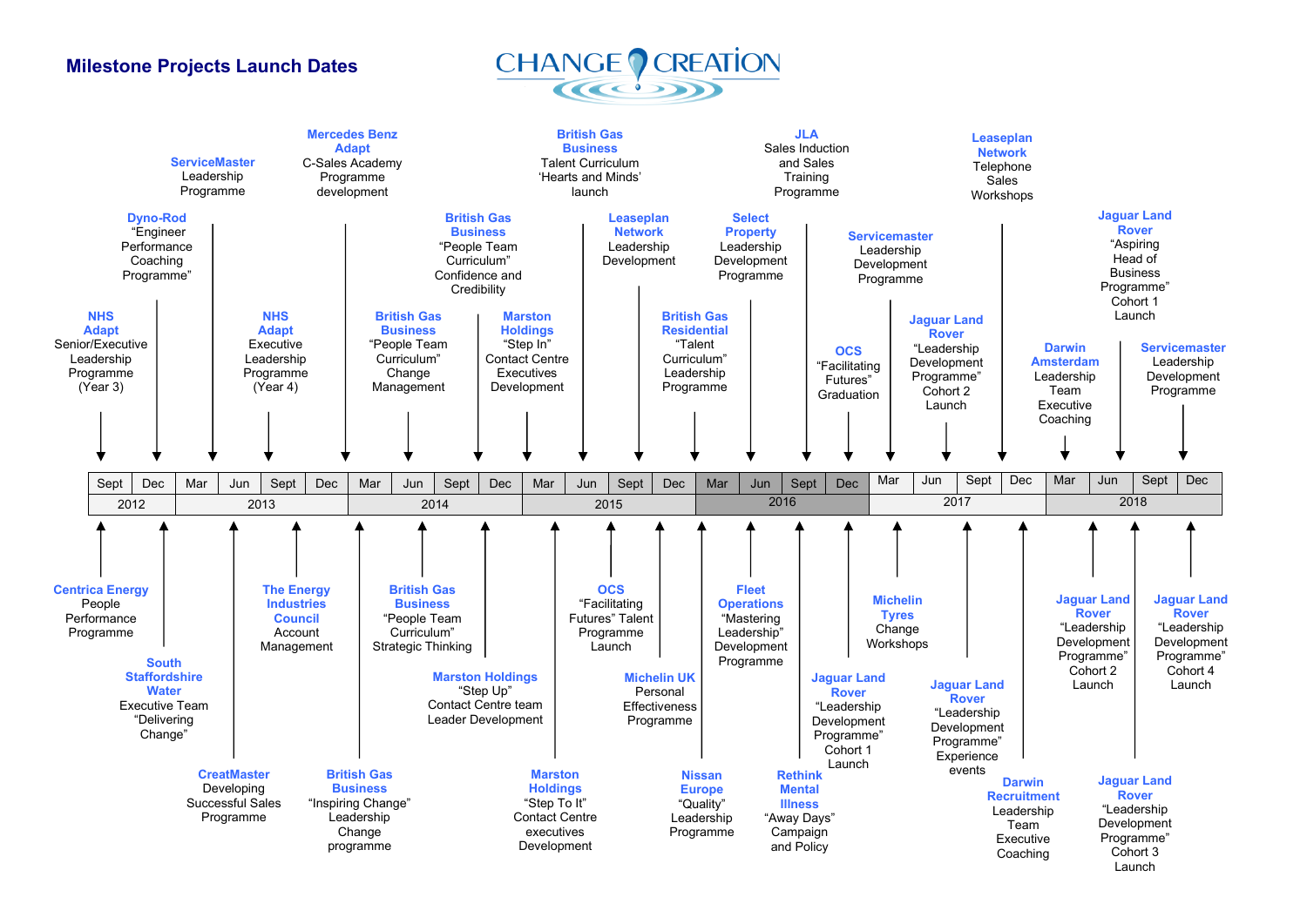# Milestone Projects Launch Dates

CHANGE CREATION

| Sept | Dec | Mar | Jun | Sept | Dec | Mar | Jun | Sept | Dec | Mar | Jun | Sept | Dec | Mar | Jun | Sept | Dec | Mar | Jun | Sept | Dec | Mar | Jun | Sept | Dec |
|---|---|---|---|---|---|---|---|---|---|---|---|---|---|---|---|---|---|---|---|---|---|---|---|---|---|
| 2012 | | 2013 | | | | 2014 | | | | 2015 | | | | 2016 | | | | 2017 | | | | 2018 | | | |

**Above the timeline:**

- **NHS Adapt** Senior/Executive Leadership Programme (Year 3)
- **Dyno-Rod** "Engineer Performance Coaching Programme"
- **ServiceMaster** Leadership Programme
- **NHS Adapt** Executive Leadership Programme (Year 4)
- **Mercedes Benz Adapt** C-Sales Academy Programme development
- **British Gas Business** "People Team Curriculum" Change Management
- **British Gas Business** "People Team Curriculum" Confidence and Credibility
- **Marston Holdings** "Step In" Contact Centre Executives Development
- **British Gas Business** Talent Curriculum 'Hearts and Minds' launch
- **Leaseplan Network** Leadership Development
- **British Gas Residential** "Talent Curriculum" Leadership Programme
- **Select Property** Leadership Development Programme
- **JLA** Sales Induction and Sales Training Programme
- **OCS** "Facilitating Futures" Graduation
- **Servicemaster** Leadership Development Programme
- **Jaguar Land Rover** "Leadership Development Programme" Cohort 2 Launch
- **Leaseplan Network** Telephone Sales Workshops
- **Darwin Amsterdam** Leadership Team Executive Coaching
- **Jaguar Land Rover** "Aspiring Head of Business Programme" Cohort 1 Launch
- **Servicemaster** Leadership Development Programme

**Below the timeline:**

- **Centrica Energy** People Performance Programme
- **South Staffordshire Water** Executive Team "Delivering Change"
- **CreatMaster** Developing Successful Sales Programme
- **The Energy Industries Council** Account Management
- **British Gas Business** "Inspiring Change" Leadership Change programme
- **British Gas Business** "People Team Curriculum" Strategic Thinking
- **Marston Holdings** "Step Up" Contact Centre team Leader Development
- **Marston Holdings** "Step To It" Contact Centre executives Development
- **OCS** "Facilitating Futures" Talent Programme Launch
- **Michelin UK** Personal Effectiveness Programme
- **Nissan Europe** "Quality" Leadership Programme
- **Fleet Operations** "Mastering Leadership" Development Programme
- **Rethink Mental Illness** "Away Days" Campaign and Policy
- **Jaguar Land Rover** "Leadership Development Programme" Cohort 1 Launch
- **Michelin Tyres** Change Workshops
- **Jaguar Land Rover** "Leadership Development Programme" Experience events
- **Darwin Recruitment** Leadership Team Executive Coaching
- **Jaguar Land Rover** "Leadership Development Programme" Cohort 2 Launch
- **Jaguar Land Rover** "Leadership Development Programme" Cohort 3 Launch
- **Jaguar Land Rover** "Leadership Development Programme" Cohort 4 Launch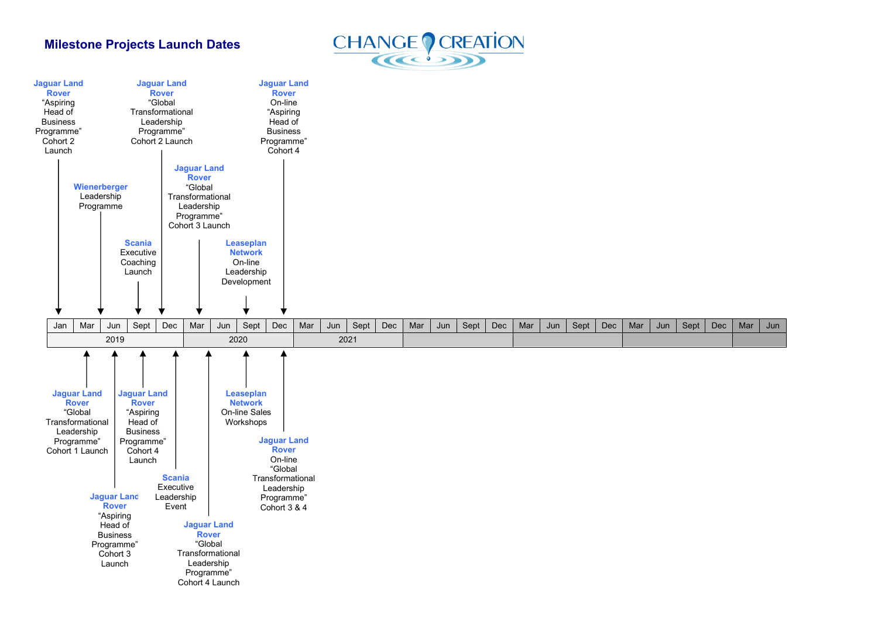# Milestone Projects Launch Dates

CHANGE CREATION

**Jaguar Land Rover** "Aspiring Head of Business Programme" Cohort 2 Launch

**Jaguar Land Rover** "Global Transformational Leadership Programme" Cohort 2 Launch

**Jaguar Land Rover** On-line "Aspiring Head of Business Programme" Cohort 4

**Jaguar Land Rover** "Global Transformational Leadership Programme" Cohort 3 Launch

**Wienerberger** Leadership Programme

**Scania** Executive Coaching Launch

**Leaseplan Network** On-line Leadership Development

Jan Mar Jun Sept Dec Mar Jun Sept Dec Mar Jun Sept Dec Mar Jun Sept Dec Mar Jun Sept Dec Mar Jun Sept Dec Mar Jun

2019 2020 2021

**Jaguar Land Rover** "Global Transformational Leadership Programme" Cohort 1 Launch

**Jaguar Land Rover** "Aspiring Head of Business Programme" Cohort 4 Launch

**Leaseplan Network** On-line Sales Workshops

**Jaguar Land Rover** On-line "Global Transformational Leadership Programme" Cohort 3 & 4

**Scania** Executive Leadership Event

**Jaguar Land Rover** "Aspiring Head of Business Programme" Cohort 3 Launch

**Jaguar Land Rover** "Global Transformational Leadership Programme" Cohort 4 Launch